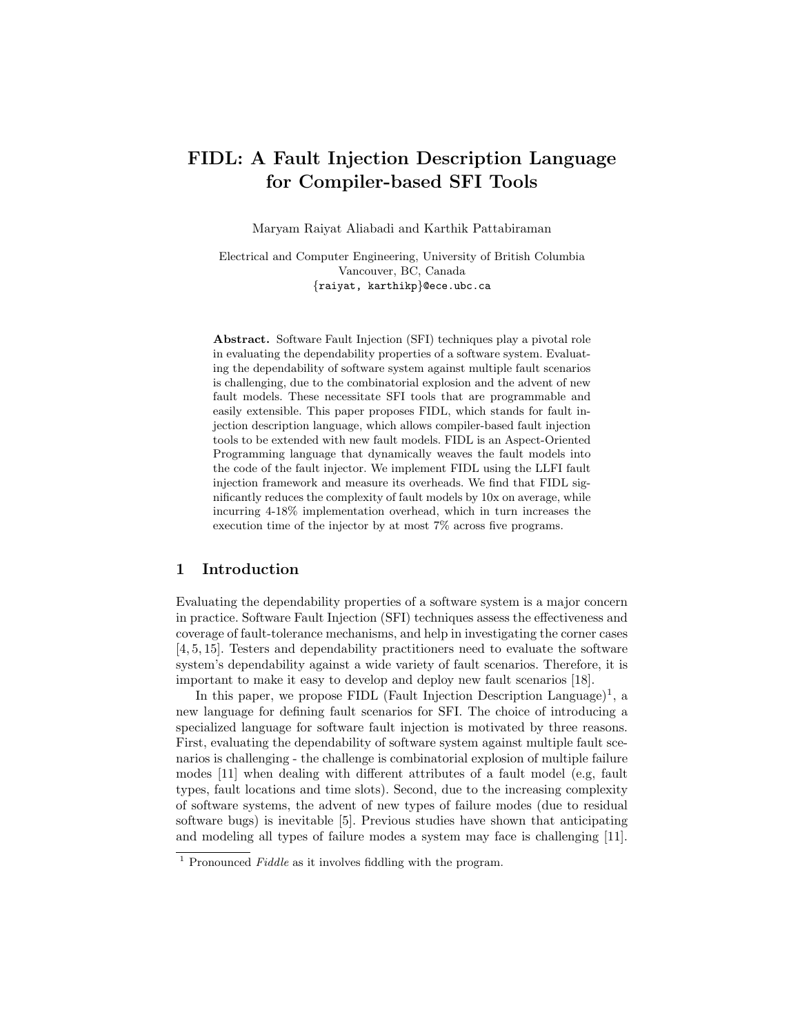# FIDL: A Fault Injection Description Language for Compiler-based SFI Tools

Maryam Raiyat Aliabadi and Karthik Pattabiraman

Electrical and Computer Engineering, University of British Columbia
Vancouver, BC, Canada
{raiyat, karthikp}@ece.ubc.ca

**Abstract.** Software Fault Injection (SFI) techniques play a pivotal role in evaluating the dependability properties of a software system. Evaluating the dependability of software system against multiple fault scenarios is challenging, due to the combinatorial explosion and the advent of new fault models. These necessitate SFI tools that are programmable and easily extensible. This paper proposes FIDL, which stands for fault injection description language, which allows compiler-based fault injection tools to be extended with new fault models. FIDL is an Aspect-Oriented Programming language that dynamically weaves the fault models into the code of the fault injector. We implement FIDL using the LLFI fault injection framework and measure its overheads. We find that FIDL significantly reduces the complexity of fault models by 10x on average, while incurring 4-18% implementation overhead, which in turn increases the execution time of the injector by at most 7% across five programs.

## 1 Introduction

Evaluating the dependability properties of a software system is a major concern in practice. Software Fault Injection (SFI) techniques assess the effectiveness and coverage of fault-tolerance mechanisms, and help in investigating the corner cases [4, 5, 15]. Testers and dependability practitioners need to evaluate the software system's dependability against a wide variety of fault scenarios. Therefore, it is important to make it easy to develop and deploy new fault scenarios [18].

In this paper, we propose FIDL (Fault Injection Description Language)[1], a new language for defining fault scenarios for SFI. The choice of introducing a specialized language for software fault injection is motivated by three reasons. First, evaluating the dependability of software system against multiple fault scenarios is challenging - the challenge is combinatorial explosion of multiple failure modes [11] when dealing with different attributes of a fault model (e.g, fault types, fault locations and time slots). Second, due to the increasing complexity of software systems, the advent of new types of failure modes (due to residual software bugs) is inevitable [5]. Previous studies have shown that anticipating and modeling all types of failure modes a system may face is challenging [11].

[1] Pronounced *Fiddle* as it involves fiddling with the program.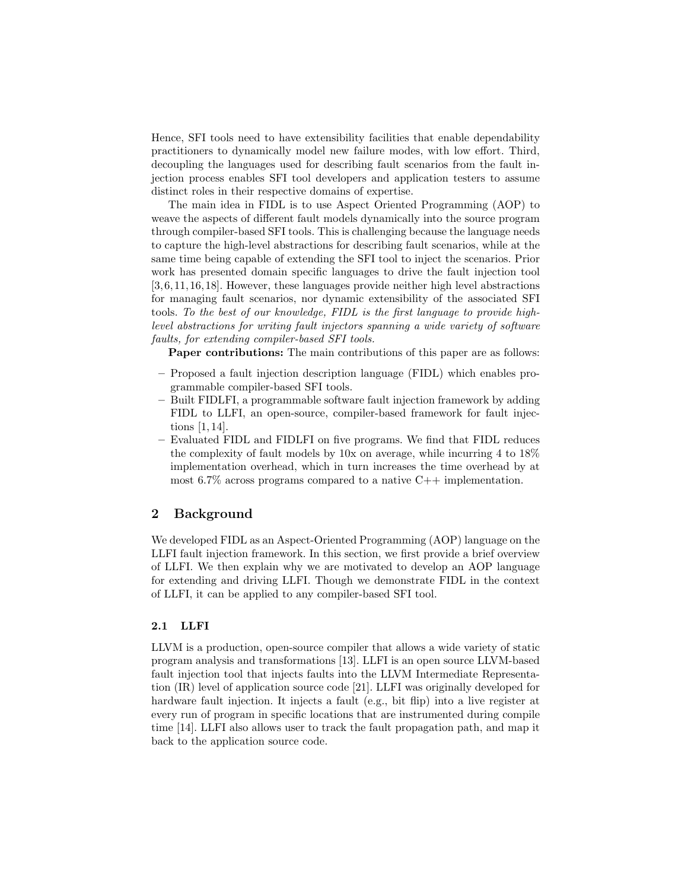Hence, SFI tools need to have extensibility facilities that enable dependability practitioners to dynamically model new failure modes, with low effort. Third, decoupling the languages used for describing fault scenarios from the fault injection process enables SFI tool developers and application testers to assume distinct roles in their respective domains of expertise.

The main idea in FIDL is to use Aspect Oriented Programming (AOP) to weave the aspects of different fault models dynamically into the source program through compiler-based SFI tools. This is challenging because the language needs to capture the high-level abstractions for describing fault scenarios, while at the same time being capable of extending the SFI tool to inject the scenarios. Prior work has presented domain specific languages to drive the fault injection tool [3,6,11,16,18]. However, these languages provide neither high level abstractions for managing fault scenarios, nor dynamic extensibility of the associated SFI tools. *To the best of our knowledge, FIDL is the first language to provide high-level abstractions for writing fault injectors spanning a wide variety of software faults, for extending compiler-based SFI tools.*

**Paper contributions:** The main contributions of this paper are as follows:

- Proposed a fault injection description language (FIDL) which enables programmable compiler-based SFI tools.
- Built FIDLFI, a programmable software fault injection framework by adding FIDL to LLFI, an open-source, compiler-based framework for fault injections [1,14].
- Evaluated FIDL and FIDLFI on five programs. We find that FIDL reduces the complexity of fault models by 10x on average, while incurring 4 to 18% implementation overhead, which in turn increases the time overhead by at most 6.7% across programs compared to a native C++ implementation.

## 2 Background

We developed FIDL as an Aspect-Oriented Programming (AOP) language on the LLFI fault injection framework. In this section, we first provide a brief overview of LLFI. We then explain why we are motivated to develop an AOP language for extending and driving LLFI. Though we demonstrate FIDL in the context of LLFI, it can be applied to any compiler-based SFI tool.

### 2.1 LLFI

LLVM is a production, open-source compiler that allows a wide variety of static program analysis and transformations [13]. LLFI is an open source LLVM-based fault injection tool that injects faults into the LLVM Intermediate Representation (IR) level of application source code [21]. LLFI was originally developed for hardware fault injection. It injects a fault (e.g., bit flip) into a live register at every run of program in specific locations that are instrumented during compile time [14]. LLFI also allows user to track the fault propagation path, and map it back to the application source code.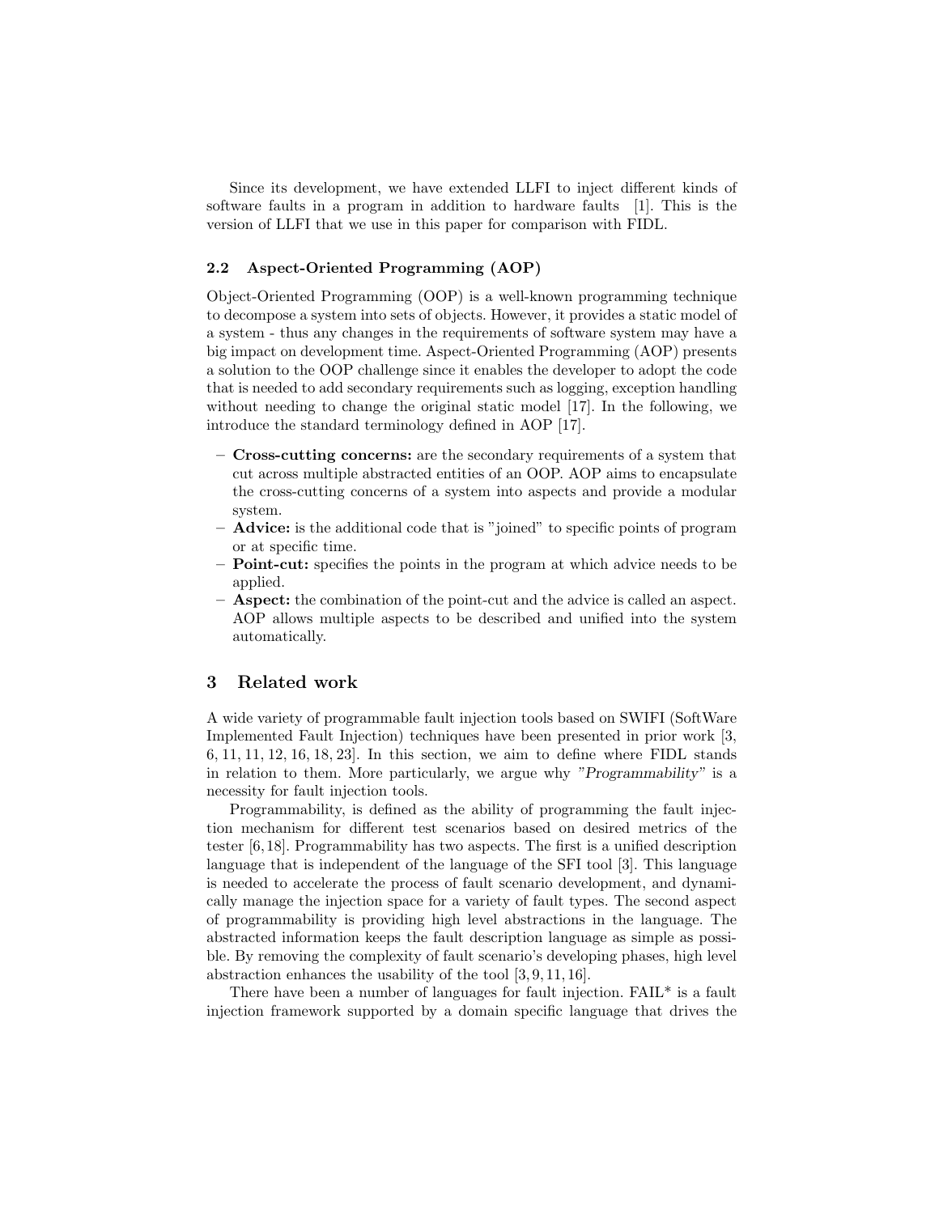Since its development, we have extended LLFI to inject different kinds of software faults in a program in addition to hardware faults [1]. This is the version of LLFI that we use in this paper for comparison with FIDL.

### 2.2 Aspect-Oriented Programming (AOP)

Object-Oriented Programming (OOP) is a well-known programming technique to decompose a system into sets of objects. However, it provides a static model of a system - thus any changes in the requirements of software system may have a big impact on development time. Aspect-Oriented Programming (AOP) presents a solution to the OOP challenge since it enables the developer to adopt the code that is needed to add secondary requirements such as logging, exception handling without needing to change the original static model [17]. In the following, we introduce the standard terminology defined in AOP [17].

- **Cross-cutting concerns:** are the secondary requirements of a system that cut across multiple abstracted entities of an OOP. AOP aims to encapsulate the cross-cutting concerns of a system into aspects and provide a modular system.
- **Advice:** is the additional code that is "joined" to specific points of program or at specific time.
- **Point-cut:** specifies the points in the program at which advice needs to be applied.
- **Aspect:** the combination of the point-cut and the advice is called an aspect. AOP allows multiple aspects to be described and unified into the system automatically.

## 3 Related work

A wide variety of programmable fault injection tools based on SWIFI (SoftWare Implemented Fault Injection) techniques have been presented in prior work [3, 6, 11, 11, 12, 16, 18, 23]. In this section, we aim to define where FIDL stands in relation to them. More particularly, we argue why "*Programmability*" is a necessity for fault injection tools.

Programmability, is defined as the ability of programming the fault injection mechanism for different test scenarios based on desired metrics of the tester [6, 18]. Programmability has two aspects. The first is a unified description language that is independent of the language of the SFI tool [3]. This language is needed to accelerate the process of fault scenario development, and dynamically manage the injection space for a variety of fault types. The second aspect of programmability is providing high level abstractions in the language. The abstracted information keeps the fault description language as simple as possible. By removing the complexity of fault scenario's developing phases, high level abstraction enhances the usability of the tool [3, 9, 11, 16].

There have been a number of languages for fault injection. FAIL* is a fault injection framework supported by a domain specific language that drives the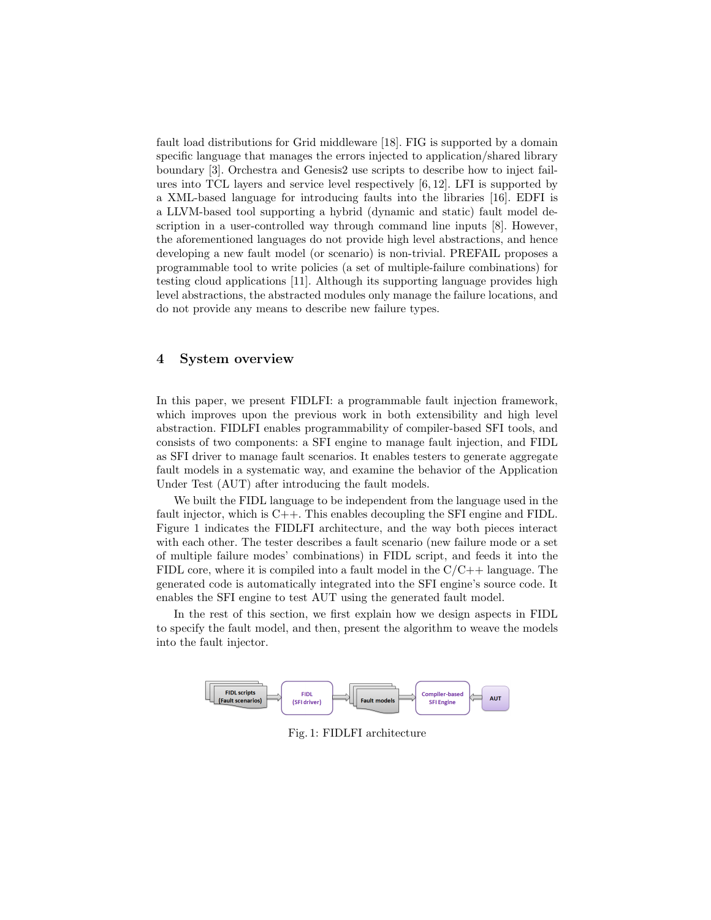fault load distributions for Grid middleware [18]. FIG is supported by a domain specific language that manages the errors injected to application/shared library boundary [3]. Orchestra and Genesis2 use scripts to describe how to inject failures into TCL layers and service level respectively [6, 12]. LFI is supported by a XML-based language for introducing faults into the libraries [16]. EDFI is a LLVM-based tool supporting a hybrid (dynamic and static) fault model description in a user-controlled way through command line inputs [8]. However, the aforementioned languages do not provide high level abstractions, and hence developing a new fault model (or scenario) is non-trivial. PREFAIL proposes a programmable tool to write policies (a set of multiple-failure combinations) for testing cloud applications [11]. Although its supporting language provides high level abstractions, the abstracted modules only manage the failure locations, and do not provide any means to describe new failure types.

## 4 System overview

In this paper, we present FIDLFI: a programmable fault injection framework, which improves upon the previous work in both extensibility and high level abstraction. FIDLFI enables programmability of compiler-based SFI tools, and consists of two components: a SFI engine to manage fault injection, and FIDL as SFI driver to manage fault scenarios. It enables testers to generate aggregate fault models in a systematic way, and examine the behavior of the Application Under Test (AUT) after introducing the fault models.

We built the FIDL language to be independent from the language used in the fault injector, which is C++. This enables decoupling the SFI engine and FIDL. Figure 1 indicates the FIDLFI architecture, and the way both pieces interact with each other. The tester describes a fault scenario (new failure mode or a set of multiple failure modes' combinations) in FIDL script, and feeds it into the FIDL core, where it is compiled into a fault model in the C/C++ language. The generated code is automatically integrated into the SFI engine's source code. It enables the SFI engine to test AUT using the generated fault model.

In the rest of this section, we first explain how we design aspects in FIDL to specify the fault model, and then, present the algorithm to weave the models into the fault injector.

FIDL scripts (Fault scenarios)
FIDL (SFI driver)
Fault models
Compiler-based SFI Engine
AUT

Fig. 1: FIDLFI architecture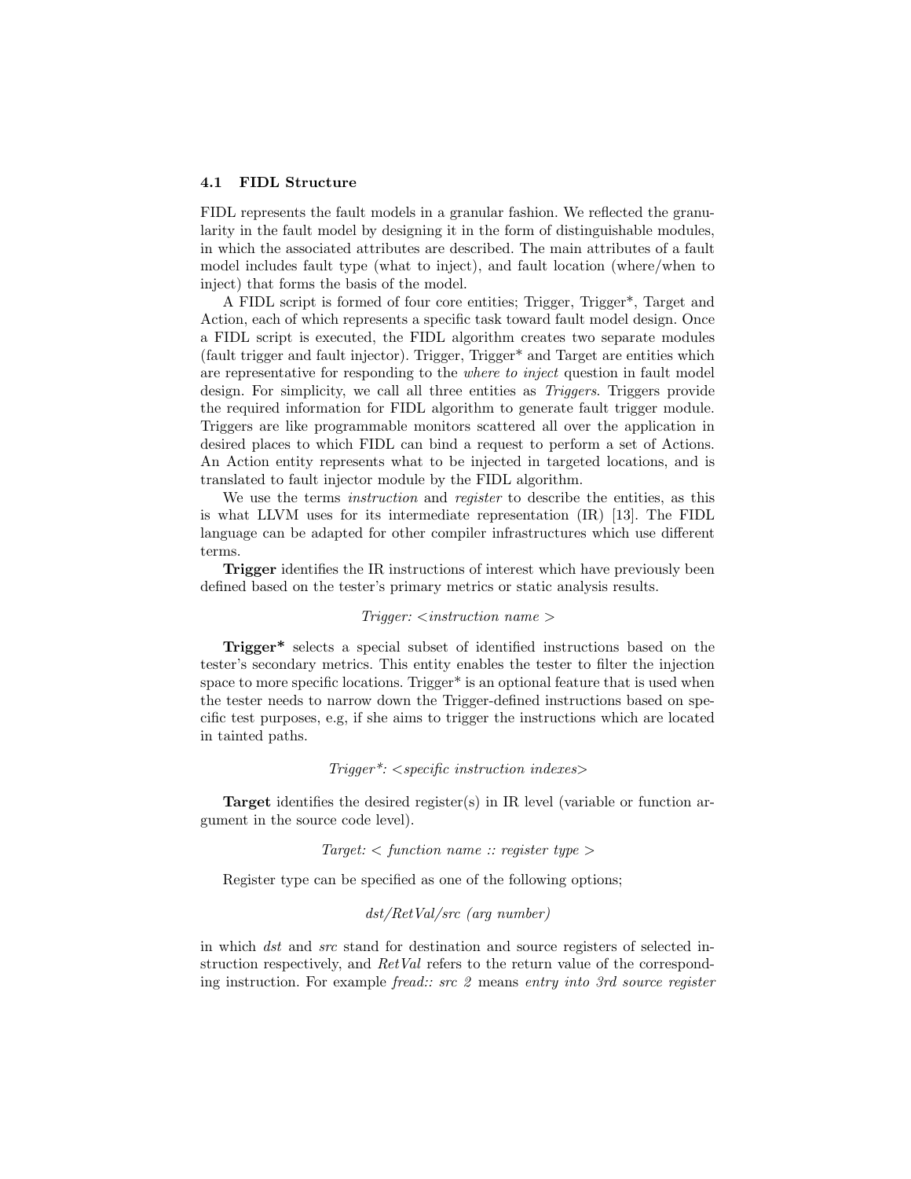### 4.1 FIDL Structure

FIDL represents the fault models in a granular fashion. We reflected the granularity in the fault model by designing it in the form of distinguishable modules, in which the associated attributes are described. The main attributes of a fault model includes fault type (what to inject), and fault location (where/when to inject) that forms the basis of the model.

A FIDL script is formed of four core entities; Trigger, Trigger*, Target and Action, each of which represents a specific task toward fault model design. Once a FIDL script is executed, the FIDL algorithm creates two separate modules (fault trigger and fault injector). Trigger, Trigger* and Target are entities which are representative for responding to the *where to inject* question in fault model design. For simplicity, we call all three entities as *Triggers*. Triggers provide the required information for FIDL algorithm to generate fault trigger module. Triggers are like programmable monitors scattered all over the application in desired places to which FIDL can bind a request to perform a set of Actions. An Action entity represents what to be injected in targeted locations, and is translated to fault injector module by the FIDL algorithm.

We use the terms *instruction* and *register* to describe the entities, as this is what LLVM uses for its intermediate representation (IR) [13]. The FIDL language can be adapted for other compiler infrastructures which use different terms.

**Trigger** identifies the IR instructions of interest which have previously been defined based on the tester's primary metrics or static analysis results.

*Trigger: <instruction name >*

**Trigger*** selects a special subset of identified instructions based on the tester's secondary metrics. This entity enables the tester to filter the injection space to more specific locations. Trigger* is an optional feature that is used when the tester needs to narrow down the Trigger-defined instructions based on specific test purposes, e.g, if she aims to trigger the instructions which are located in tainted paths.

*Trigger*: <specific instruction indexes>*

**Target** identifies the desired register(s) in IR level (variable or function argument in the source code level).

*Target: < function name :: register type >*

Register type can be specified as one of the following options;

*dst/RetVal/src (arg number)*

in which *dst* and *src* stand for destination and source registers of selected instruction respectively, and *RetVal* refers to the return value of the corresponding instruction. For example *fread:: src 2* means *entry into 3rd source register*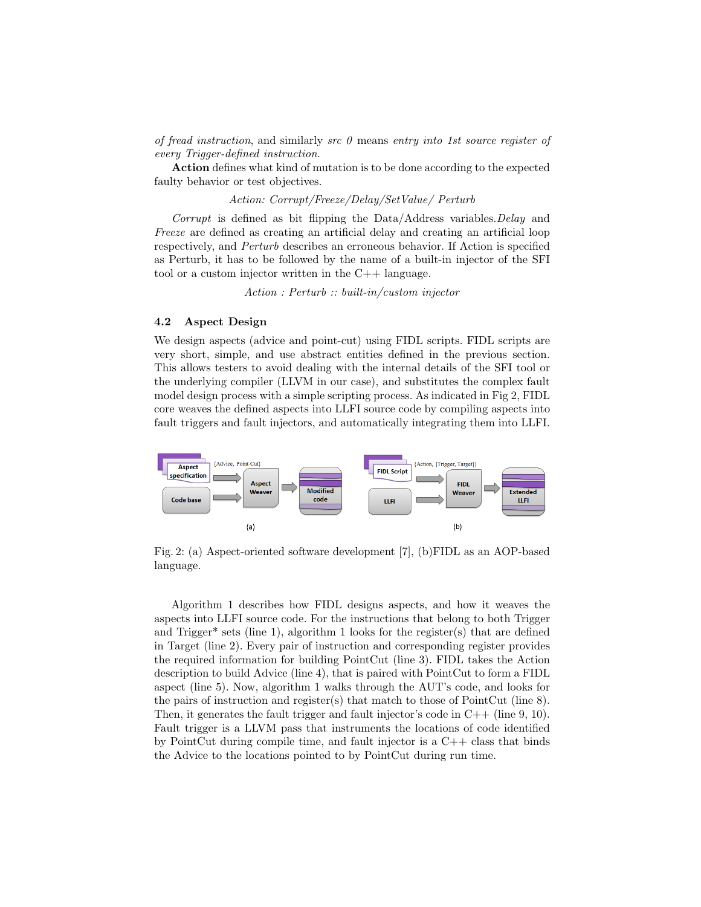*of fread instruction*, and similarly *src 0* means *entry into 1st source register of every Trigger-defined instruction.*

**Action** defines what kind of mutation is to be done according to the expected faulty behavior or test objectives.

*Action: Corrupt/Freeze/Delay/SetValue/ Perturb*

*Corrupt* is defined as bit flipping the Data/Address variables.*Delay* and *Freeze* are defined as creating an artificial delay and creating an artificial loop respectively, and *Perturb* describes an erroneous behavior. If Action is specified as Perturb, it has to be followed by the name of a built-in injector of the SFI tool or a custom injector written in the C++ language.

*Action : Perturb :: built-in/custom injector*

### 4.2 Aspect Design

We design aspects (advice and point-cut) using FIDL scripts. FIDL scripts are very short, simple, and use abstract entities defined in the previous section. This allows testers to avoid dealing with the internal details of the SFI tool or the underlying compiler (LLVM in our case), and substitutes the complex fault model design process with a simple scripting process. As indicated in Fig 2, FIDL core weaves the defined aspects into LLFI source code by compiling aspects into fault triggers and fault injectors, and automatically integrating them into LLFI.

Fig. 2: (a) Aspect-oriented software development [7], (b)FIDL as an AOP-based language.

Algorithm 1 describes how FIDL designs aspects, and how it weaves the aspects into LLFI source code. For the instructions that belong to both Trigger and Trigger* sets (line 1), algorithm 1 looks for the register(s) that are defined in Target (line 2). Every pair of instruction and corresponding register provides the required information for building PointCut (line 3). FIDL takes the Action description to build Advice (line 4), that is paired with PointCut to form a FIDL aspect (line 5). Now, algorithm 1 walks through the AUT's code, and looks for the pairs of instruction and register(s) that match to those of PointCut (line 8). Then, it generates the fault trigger and fault injector's code in C++ (line 9, 10). Fault trigger is a LLVM pass that instruments the locations of code identified by PointCut during compile time, and fault injector is a C++ class that binds the Advice to the locations pointed to by PointCut during run time.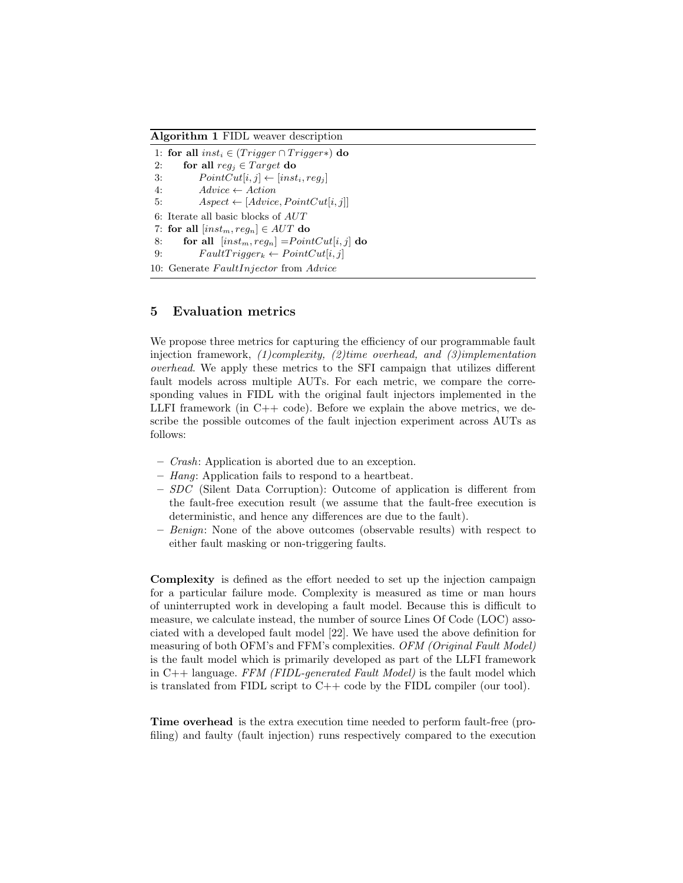**Algorithm 1** FIDL weaver description

```
1: for all inst_i ∈ (Trigger ∩ Trigger*) do
2:     for all reg_j ∈ Target do
3:         PointCut[i, j] ← [inst_i, reg_j]
4:         Advice ← Action
5:         Aspect ← [Advice, PointCut[i, j]]
6: Iterate all basic blocks of AUT
7: for all [inst_m, reg_n] ∈ AUT do
8:     for all [inst_m, reg_n] = PointCut[i, j] do
9:         FaultTrigger_k ← PointCut[i, j]
10: Generate FaultInjector from Advice
```

## 5 Evaluation metrics

We propose three metrics for capturing the efficiency of our programmable fault injection framework, *(1)complexity, (2)time overhead, and (3)implementation overhead*. We apply these metrics to the SFI campaign that utilizes different fault models across multiple AUTs. For each metric, we compare the corresponding values in FIDL with the original fault injectors implemented in the LLFI framework (in C++ code). Before we explain the above metrics, we describe the possible outcomes of the fault injection experiment across AUTs as follows:

- *Crash*: Application is aborted due to an exception.
- *Hang*: Application fails to respond to a heartbeat.
- *SDC* (Silent Data Corruption): Outcome of application is different from the fault-free execution result (we assume that the fault-free execution is deterministic, and hence any differences are due to the fault).
- *Benign*: None of the above outcomes (observable results) with respect to either fault masking or non-triggering faults.

**Complexity** is defined as the effort needed to set up the injection campaign for a particular failure mode. Complexity is measured as time or man hours of uninterrupted work in developing a fault model. Because this is difficult to measure, we calculate instead, the number of source Lines Of Code (LOC) associated with a developed fault model [22]. We have used the above definition for measuring of both OFM's and FFM's complexities. *OFM (Original Fault Model)* is the fault model which is primarily developed as part of the LLFI framework in C++ language. *FFM (FIDL-generated Fault Model)* is the fault model which is translated from FIDL script to C++ code by the FIDL compiler (our tool).

**Time overhead** is the extra execution time needed to perform fault-free (profiling) and faulty (fault injection) runs respectively compared to the execution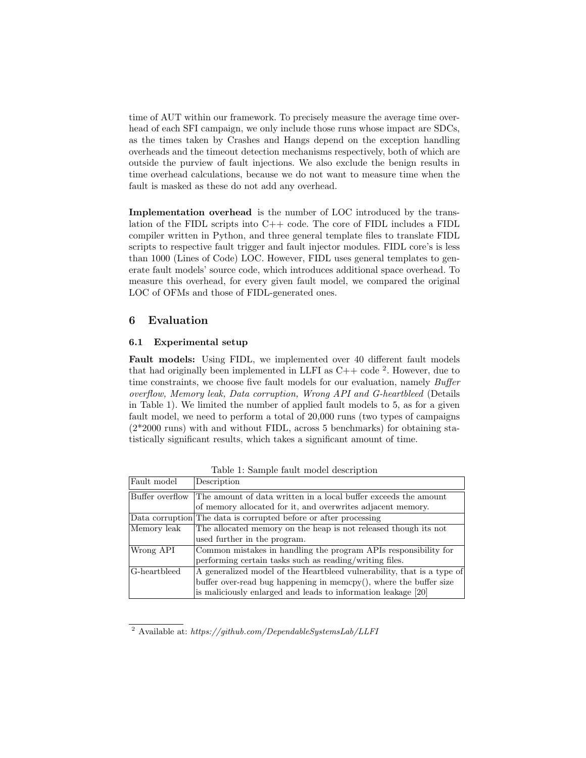time of AUT within our framework. To precisely measure the average time overhead of each SFI campaign, we only include those runs whose impact are SDCs, as the times taken by Crashes and Hangs depend on the exception handling overheads and the timeout detection mechanisms respectively, both of which are outside the purview of fault injections. We also exclude the benign results in time overhead calculations, because we do not want to measure time when the fault is masked as these do not add any overhead.

**Implementation overhead** is the number of LOC introduced by the translation of the FIDL scripts into C++ code. The core of FIDL includes a FIDL compiler written in Python, and three general template files to translate FIDL scripts to respective fault trigger and fault injector modules. FIDL core's is less than 1000 (Lines of Code) LOC. However, FIDL uses general templates to generate fault models' source code, which introduces additional space overhead. To measure this overhead, for every given fault model, we compared the original LOC of OFMs and those of FIDL-generated ones.

## 6 Evaluation

### 6.1 Experimental setup

**Fault models:** Using FIDL, we implemented over 40 different fault models that had originally been implemented in LLFI as C++ code [2]. However, due to time constraints, we choose five fault models for our evaluation, namely *Buffer overflow, Memory leak, Data corruption, Wrong API and G-heartbleed* (Details in Table 1). We limited the number of applied fault models to 5, as for a given fault model, we need to perform a total of 20,000 runs (two types of campaigns (2*2000 runs) with and without FIDL, across 5 benchmarks) for obtaining statistically significant results, which takes a significant amount of time.

Table 1: Sample fault model description

| Fault model | Description |
| --- | --- |
| Buffer overflow | The amount of data written in a local buffer exceeds the amount of memory allocated for it, and overwrites adjacent memory. |
| Data corruption | The data is corrupted before or after processing |
| Memory leak | The allocated memory on the heap is not released though its not used further in the program. |
| Wrong API | Common mistakes in handling the program APIs responsibility for performing certain tasks such as reading/writing files. |
| G-heartbleed | A generalized model of the Heartbleed vulnerability, that is a type of buffer over-read bug happening in memcpy(), where the buffer size is maliciously enlarged and leads to information leakage [20] |

[2] Available at: *https://github.com/DependableSystemsLab/LLFI*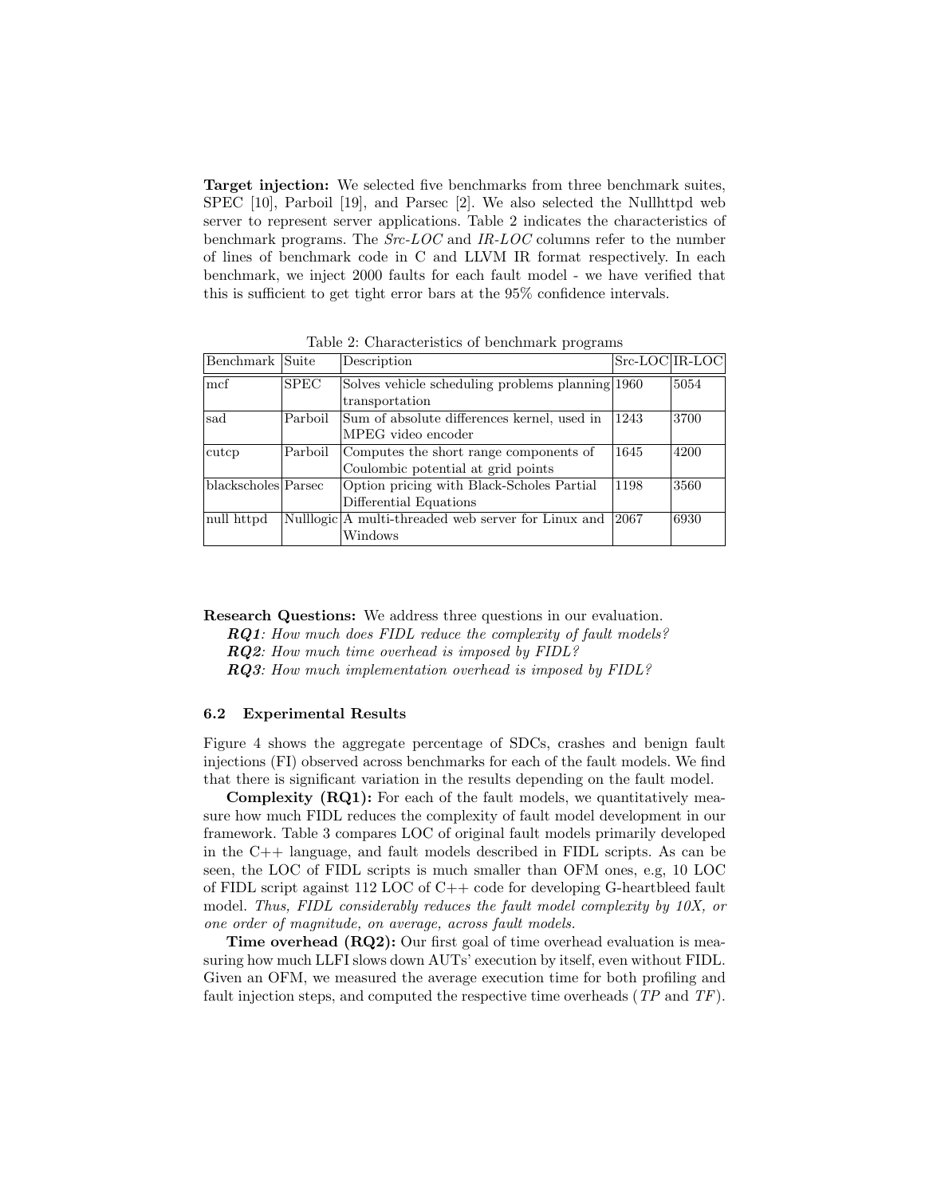**Target injection:** We selected five benchmarks from three benchmark suites, SPEC [10], Parboil [19], and Parsec [2]. We also selected the Nullhttpd web server to represent server applications. Table 2 indicates the characteristics of benchmark programs. The *Src-LOC* and *IR-LOC* columns refer to the number of lines of benchmark code in C and LLVM IR format respectively. In each benchmark, we inject 2000 faults for each fault model - we have verified that this is sufficient to get tight error bars at the 95% confidence intervals.

Table 2: Characteristics of benchmark programs

| Benchmark | Suite | Description | Src-LOC | IR-LOC |
|---|---|---|---|---|
| mcf | SPEC | Solves vehicle scheduling problems planning transportation | 1960 | 5054 |
| sad | Parboil | Sum of absolute differences kernel, used in MPEG video encoder | 1243 | 3700 |
| cutcp | Parboil | Computes the short range components of Coulombic potential at grid points | 1645 | 4200 |
| blackscholes | Parsec | Option pricing with Black-Scholes Partial Differential Equations | 1198 | 3560 |
| null httpd | Nulllogic | A multi-threaded web server for Linux and Windows | 2067 | 6930 |

**Research Questions:** We address three questions in our evaluation.

***RQ1****: How much does FIDL reduce the complexity of fault models?*

***RQ2****: How much time overhead is imposed by FIDL?*

***RQ3****: How much implementation overhead is imposed by FIDL?*

### 6.2 Experimental Results

Figure 4 shows the aggregate percentage of SDCs, crashes and benign fault injections (FI) observed across benchmarks for each of the fault models. We find that there is significant variation in the results depending on the fault model.

**Complexity (RQ1):** For each of the fault models, we quantitatively measure how much FIDL reduces the complexity of fault model development in our framework. Table 3 compares LOC of original fault models primarily developed in the C++ language, and fault models described in FIDL scripts. As can be seen, the LOC of FIDL scripts is much smaller than OFM ones, e.g, 10 LOC of FIDL script against 112 LOC of C++ code for developing G-heartbleed fault model. *Thus, FIDL considerably reduces the fault model complexity by 10X, or one order of magnitude, on average, across fault models.*

**Time overhead (RQ2):** Our first goal of time overhead evaluation is measuring how much LLFI slows down AUTs' execution by itself, even without FIDL. Given an OFM, we measured the average execution time for both profiling and fault injection steps, and computed the respective time overheads (*TP* and *TF*).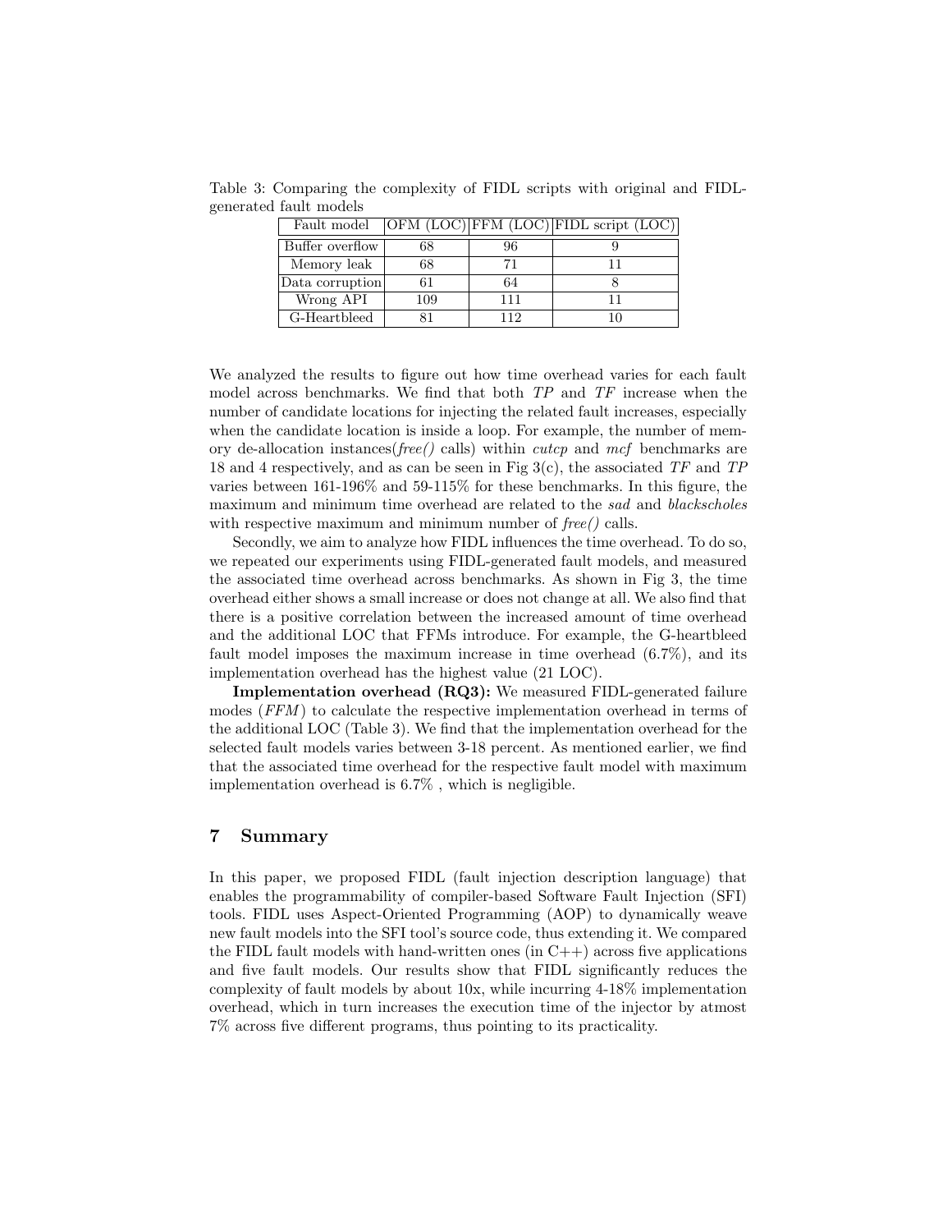Table 3: Comparing the complexity of FIDL scripts with original and FIDL-generated fault models

| Fault model | OFM (LOC) | FFM (LOC) | FIDL script (LOC) |
| --- | --- | --- | --- |
| Buffer overflow | 68 | 96 | 9 |
| Memory leak | 68 | 71 | 11 |
| Data corruption | 61 | 64 | 8 |
| Wrong API | 109 | 111 | 11 |
| G-Heartbleed | 81 | 112 | 10 |

We analyzed the results to figure out how time overhead varies for each fault model across benchmarks. We find that both *TP* and *TF* increase when the number of candidate locations for injecting the related fault increases, especially when the candidate location is inside a loop. For example, the number of memory de-allocation instances(*free()* calls) within *cutcp* and *mcf* benchmarks are 18 and 4 respectively, and as can be seen in Fig 3(c), the associated *TF* and *TP* varies between 161-196% and 59-115% for these benchmarks. In this figure, the maximum and minimum time overhead are related to the *sad* and *blackscholes* with respective maximum and minimum number of *free()* calls.

Secondly, we aim to analyze how FIDL influences the time overhead. To do so, we repeated our experiments using FIDL-generated fault models, and measured the associated time overhead across benchmarks. As shown in Fig 3, the time overhead either shows a small increase or does not change at all. We also find that there is a positive correlation between the increased amount of time overhead and the additional LOC that FFMs introduce. For example, the G-heartbleed fault model imposes the maximum increase in time overhead (6.7%), and its implementation overhead has the highest value (21 LOC).

**Implementation overhead (RQ3):** We measured FIDL-generated failure modes (*FFM*) to calculate the respective implementation overhead in terms of the additional LOC (Table 3). We find that the implementation overhead for the selected fault models varies between 3-18 percent. As mentioned earlier, we find that the associated time overhead for the respective fault model with maximum implementation overhead is 6.7% , which is negligible.

## 7 Summary

In this paper, we proposed FIDL (fault injection description language) that enables the programmability of compiler-based Software Fault Injection (SFI) tools. FIDL uses Aspect-Oriented Programming (AOP) to dynamically weave new fault models into the SFI tool's source code, thus extending it. We compared the FIDL fault models with hand-written ones (in C++) across five applications and five fault models. Our results show that FIDL significantly reduces the complexity of fault models by about 10x, while incurring 4-18% implementation overhead, which in turn increases the execution time of the injector by atmost 7% across five different programs, thus pointing to its practicality.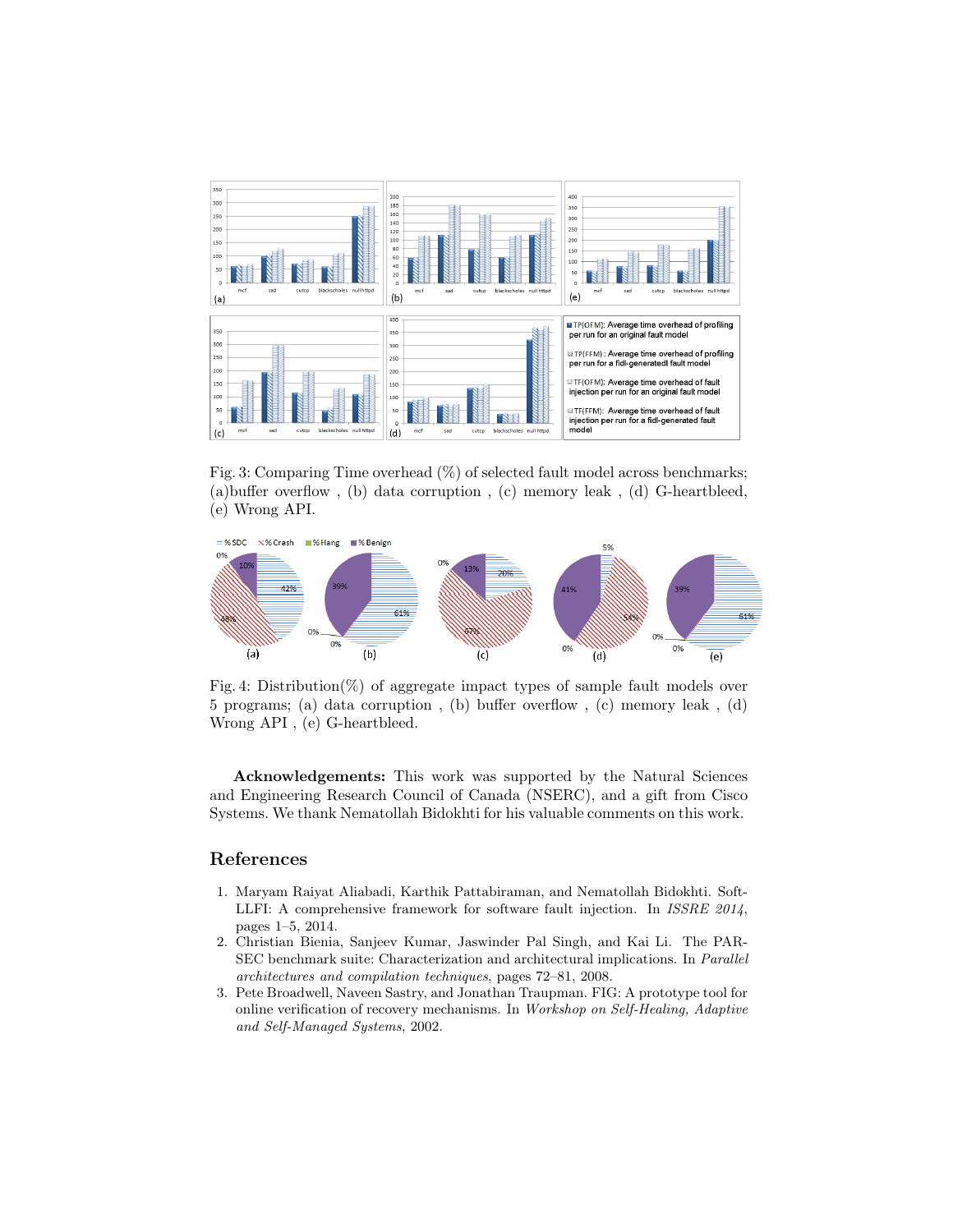Fig. 3: Comparing Time overhead (%) of selected fault model across benchmarks; (a)buffer overflow , (b) data corruption , (c) memory leak , (d) G-heartbleed, (e) Wrong API.

Fig. 4: Distribution(%) of aggregate impact types of sample fault models over 5 programs; (a) data corruption , (b) buffer overflow , (c) memory leak , (d) Wrong API , (e) G-heartbleed.

**Acknowledgements:** This work was supported by the Natural Sciences and Engineering Research Council of Canada (NSERC), and a gift from Cisco Systems. We thank Nematollah Bidokhti for his valuable comments on this work.

## References

1. Maryam Raiyat Aliabadi, Karthik Pattabiraman, and Nematollah Bidokhti. Soft-LLFI: A comprehensive framework for software fault injection. In *ISSRE 2014*, pages 1–5, 2014.
2. Christian Bienia, Sanjeev Kumar, Jaswinder Pal Singh, and Kai Li. The PARSEC benchmark suite: Characterization and architectural implications. In *Parallel architectures and compilation techniques*, pages 72–81, 2008.
3. Pete Broadwell, Naveen Sastry, and Jonathan Traupman. FIG: A prototype tool for online verification of recovery mechanisms. In *Workshop on Self-Healing, Adaptive and Self-Managed Systems*, 2002.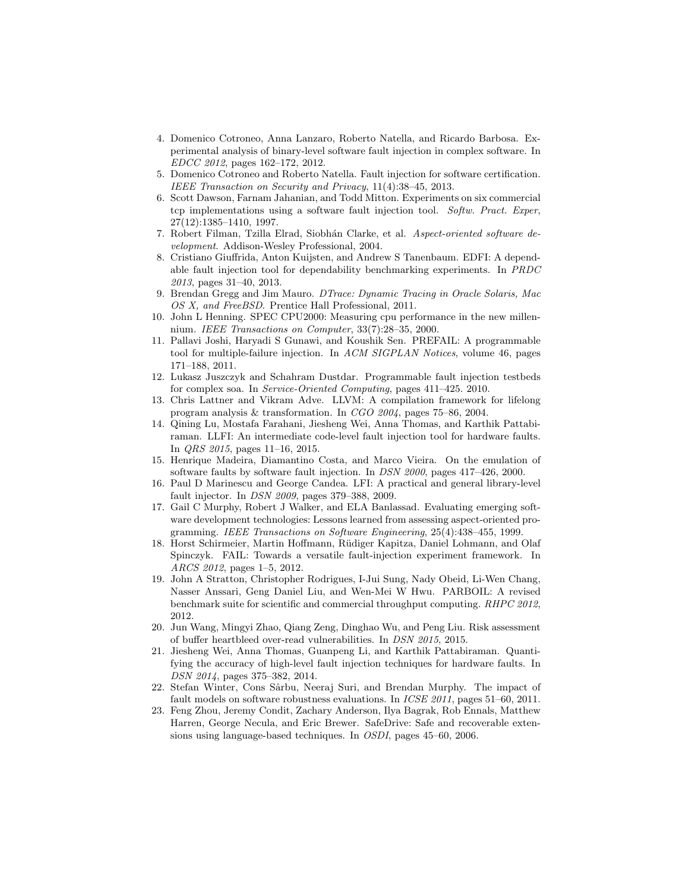4. Domenico Cotroneo, Anna Lanzaro, Roberto Natella, and Ricardo Barbosa. Experimental analysis of binary-level software fault injection in complex software. In *EDCC 2012*, pages 162–172, 2012.
5. Domenico Cotroneo and Roberto Natella. Fault injection for software certification. *IEEE Transaction on Security and Privacy*, 11(4):38–45, 2013.
6. Scott Dawson, Farnam Jahanian, and Todd Mitton. Experiments on six commercial tcp implementations using a software fault injection tool. *Softw. Pract. Exper*, 27(12):1385–1410, 1997.
7. Robert Filman, Tzilla Elrad, Siobhán Clarke, et al. *Aspect-oriented software development*. Addison-Wesley Professional, 2004.
8. Cristiano Giuffrida, Anton Kuijsten, and Andrew S Tanenbaum. EDFI: A dependable fault injection tool for dependability benchmarking experiments. In *PRDC 2013*, pages 31–40, 2013.
9. Brendan Gregg and Jim Mauro. *DTrace: Dynamic Tracing in Oracle Solaris, Mac OS X, and FreeBSD*. Prentice Hall Professional, 2011.
10. John L Henning. SPEC CPU2000: Measuring cpu performance in the new millennium. *IEEE Transactions on Computer*, 33(7):28–35, 2000.
11. Pallavi Joshi, Haryadi S Gunawi, and Koushik Sen. PREFAIL: A programmable tool for multiple-failure injection. In *ACM SIGPLAN Notices*, volume 46, pages 171–188, 2011.
12. Lukasz Juszczyk and Schahram Dustdar. Programmable fault injection testbeds for complex soa. In *Service-Oriented Computing*, pages 411–425. 2010.
13. Chris Lattner and Vikram Adve. LLVM: A compilation framework for lifelong program analysis & transformation. In *CGO 2004*, pages 75–86, 2004.
14. Qining Lu, Mostafa Farahani, Jiesheng Wei, Anna Thomas, and Karthik Pattabiraman. LLFI: An intermediate code-level fault injection tool for hardware faults. In *QRS 2015*, pages 11–16, 2015.
15. Henrique Madeira, Diamantino Costa, and Marco Vieira. On the emulation of software faults by software fault injection. In *DSN 2000*, pages 417–426, 2000.
16. Paul D Marinescu and George Candea. LFI: A practical and general library-level fault injector. In *DSN 2009*, pages 379–388, 2009.
17. Gail C Murphy, Robert J Walker, and ELA Banlassad. Evaluating emerging software development technologies: Lessons learned from assessing aspect-oriented programming. *IEEE Transactions on Software Engineering*, 25(4):438–455, 1999.
18. Horst Schirmeier, Martin Hoffmann, Rüdiger Kapitza, Daniel Lohmann, and Olaf Spinczyk. FAIL: Towards a versatile fault-injection experiment framework. In *ARCS 2012*, pages 1–5, 2012.
19. John A Stratton, Christopher Rodrigues, I-Jui Sung, Nady Obeid, Li-Wen Chang, Nasser Anssari, Geng Daniel Liu, and Wen-Mei W Hwu. PARBOIL: A revised benchmark suite for scientific and commercial throughput computing. *RHPC 2012*, 2012.
20. Jun Wang, Mingyi Zhao, Qiang Zeng, Dinghao Wu, and Peng Liu. Risk assessment of buffer heartbleed over-read vulnerabilities. In *DSN 2015*, 2015.
21. Jiesheng Wei, Anna Thomas, Guanpeng Li, and Karthik Pattabiraman. Quantifying the accuracy of high-level fault injection techniques for hardware faults. In *DSN 2014*, pages 375–382, 2014.
22. Stefan Winter, Cons Sârbu, Neeraj Suri, and Brendan Murphy. The impact of fault models on software robustness evaluations. In *ICSE 2011*, pages 51–60, 2011.
23. Feng Zhou, Jeremy Condit, Zachary Anderson, Ilya Bagrak, Rob Ennals, Matthew Harren, George Necula, and Eric Brewer. SafeDrive: Safe and recoverable extensions using language-based techniques. In *OSDI*, pages 45–60, 2006.